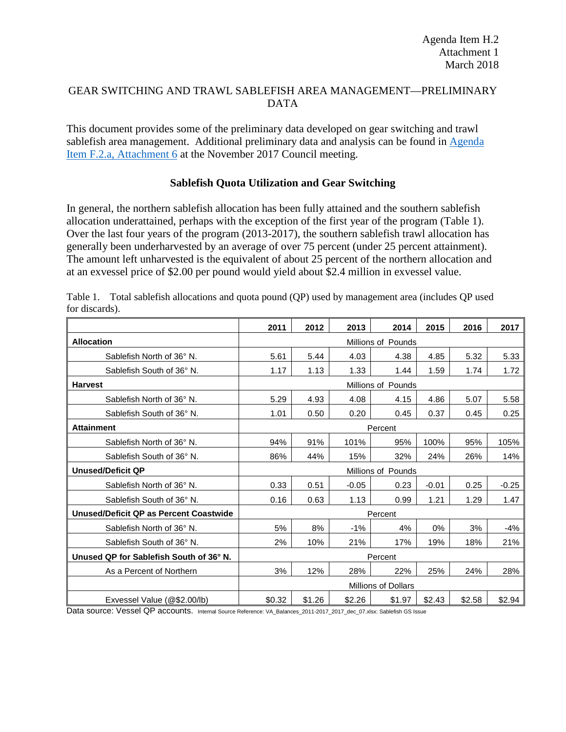Agenda Item H.2
Attachment 1
March 2018

# GEAR SWITCHING AND TRAWL SABLEFISH AREA MANAGEMENT—PRELIMINARY DATA

This document provides some of the preliminary data developed on gear switching and trawl sablefish area management. Additional preliminary data and analysis can be found in Agenda Item F.2.a, Attachment 6 at the November 2017 Council meeting.

## Sablefish Quota Utilization and Gear Switching

In general, the northern sablefish allocation has been fully attained and the southern sablefish allocation underattained, perhaps with the exception of the first year of the program (Table 1). Over the last four years of the program (2013-2017), the southern sablefish trawl allocation has generally been underharvested by an average of over 75 percent (under 25 percent attainment). The amount left unharvested is the equivalent of about 25 percent of the northern allocation and at an exvessel price of $2.00 per pound would yield about $2.4 million in exvessel value.

Table 1. Total sablefish allocations and quota pound (QP) used by management area (includes QP used for discards).

| | 2011 | 2012 | 2013 | 2014 | 2015 | 2016 | 2017 |
|---|---|---|---|---|---|---|---|
| **Allocation** | Millions of Pounds | | | | | | |
| Sablefish North of 36° N. | 5.61 | 5.44 | 4.03 | 4.38 | 4.85 | 5.32 | 5.33 |
| Sablefish South of 36° N. | 1.17 | 1.13 | 1.33 | 1.44 | 1.59 | 1.74 | 1.72 |
| **Harvest** | Millions of Pounds | | | | | | |
| Sablefish North of 36° N. | 5.29 | 4.93 | 4.08 | 4.15 | 4.86 | 5.07 | 5.58 |
| Sablefish South of 36° N. | 1.01 | 0.50 | 0.20 | 0.45 | 0.37 | 0.45 | 0.25 |
| **Attainment** | Percent | | | | | | |
| Sablefish North of 36° N. | 94% | 91% | 101% | 95% | 100% | 95% | 105% |
| Sablefish South of 36° N. | 86% | 44% | 15% | 32% | 24% | 26% | 14% |
| **Unused/Deficit QP** | Millions of Pounds | | | | | | |
| Sablefish North of 36° N. | 0.33 | 0.51 | -0.05 | 0.23 | -0.01 | 0.25 | -0.25 |
| Sablefish South of 36° N. | 0.16 | 0.63 | 1.13 | 0.99 | 1.21 | 1.29 | 1.47 |
| **Unused/Deficit QP as Percent Coastwide** | Percent | | | | | | |
| Sablefish North of 36° N. | 5% | 8% | -1% | 4% | 0% | 3% | -4% |
| Sablefish South of 36° N. | 2% | 10% | 21% | 17% | 19% | 18% | 21% |
| **Unused QP for Sablefish South of 36° N.** | Percent | | | | | | |
| As a Percent of Northern | 3% | 12% | 28% | 22% | 25% | 24% | 28% |
| | Millions of Dollars | | | | | | |
| Exvessel Value (@$2.00/lb) | $0.32 | $1.26 | $2.26 | $1.97 | $2.43 | $2.58 | $2.94 |

Data source: Vessel QP accounts. Internal Source Reference: VA_Balances_2011-2017_2017_dec_07.xlsx: Sablefish GS Issue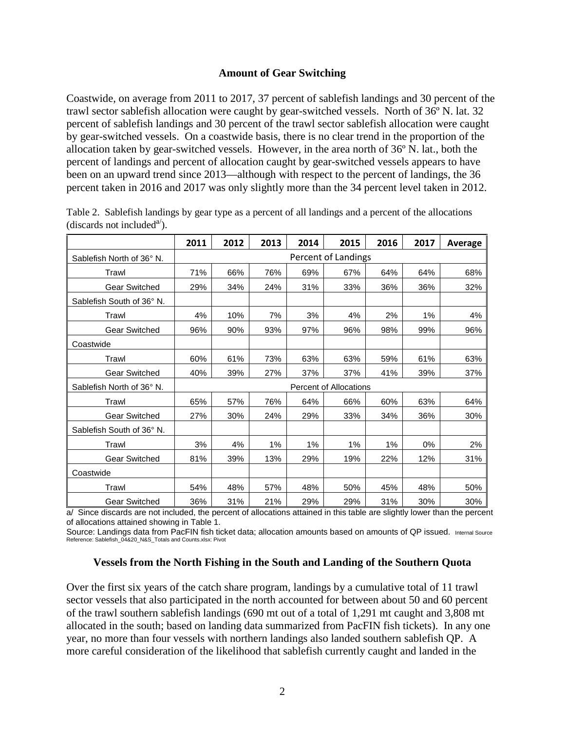### Amount of Gear Switching

Coastwide, on average from 2011 to 2017, 37 percent of sablefish landings and 30 percent of the trawl sector sablefish allocation were caught by gear-switched vessels. North of 36º N. lat. 32 percent of sablefish landings and 30 percent of the trawl sector sablefish allocation were caught by gear-switched vessels. On a coastwide basis, there is no clear trend in the proportion of the allocation taken by gear-switched vessels. However, in the area north of 36º N. lat., both the percent of landings and percent of allocation caught by gear-switched vessels appears to have been on an upward trend since 2013—although with respect to the percent of landings, the 36 percent taken in 2016 and 2017 was only slightly more than the 34 percent level taken in 2012.

Table 2. Sablefish landings by gear type as a percent of all landings and a percent of the allocations (discards not included[a/]).

| | 2011 | 2012 | 2013 | 2014 | 2015 | 2016 | 2017 | Average |
|---|---|---|---|---|---|---|---|---|
| Sablefish North of 36° N. | Percent of Landings | | | | | | | |
| Trawl | 71% | 66% | 76% | 69% | 67% | 64% | 64% | 68% |
| Gear Switched | 29% | 34% | 24% | 31% | 33% | 36% | 36% | 32% |
| Sablefish South of 36° N. | | | | | | | | |
| Trawl | 4% | 10% | 7% | 3% | 4% | 2% | 1% | 4% |
| Gear Switched | 96% | 90% | 93% | 97% | 96% | 98% | 99% | 96% |
| Coastwide | | | | | | | | |
| Trawl | 60% | 61% | 73% | 63% | 63% | 59% | 61% | 63% |
| Gear Switched | 40% | 39% | 27% | 37% | 37% | 41% | 39% | 37% |
| Sablefish North of 36° N. | Percent of Allocations | | | | | | | |
| Trawl | 65% | 57% | 76% | 64% | 66% | 60% | 63% | 64% |
| Gear Switched | 27% | 30% | 24% | 29% | 33% | 34% | 36% | 30% |
| Sablefish South of 36° N. | | | | | | | | |
| Trawl | 3% | 4% | 1% | 1% | 1% | 1% | 0% | 2% |
| Gear Switched | 81% | 39% | 13% | 29% | 19% | 22% | 12% | 31% |
| Coastwide | | | | | | | | |
| Trawl | 54% | 48% | 57% | 48% | 50% | 45% | 48% | 50% |
| Gear Switched | 36% | 31% | 21% | 29% | 29% | 31% | 30% | 30% |

a/ Since discards are not included, the percent of allocations attained in this table are slightly lower than the percent of allocations attained showing in Table 1.

Source: Landings data from PacFIN fish ticket data; allocation amounts based on amounts of QP issued. Internal Source Reference: Sablefish_04&20_N&S_Totals and Counts.xlsx: Pivot

### Vessels from the North Fishing in the South and Landing of the Southern Quota

Over the first six years of the catch share program, landings by a cumulative total of 11 trawl sector vessels that also participated in the north accounted for between about 50 and 60 percent of the trawl southern sablefish landings (690 mt out of a total of 1,291 mt caught and 3,808 mt allocated in the south; based on landing data summarized from PacFIN fish tickets). In any one year, no more than four vessels with northern landings also landed southern sablefish QP. A more careful consideration of the likelihood that sablefish currently caught and landed in the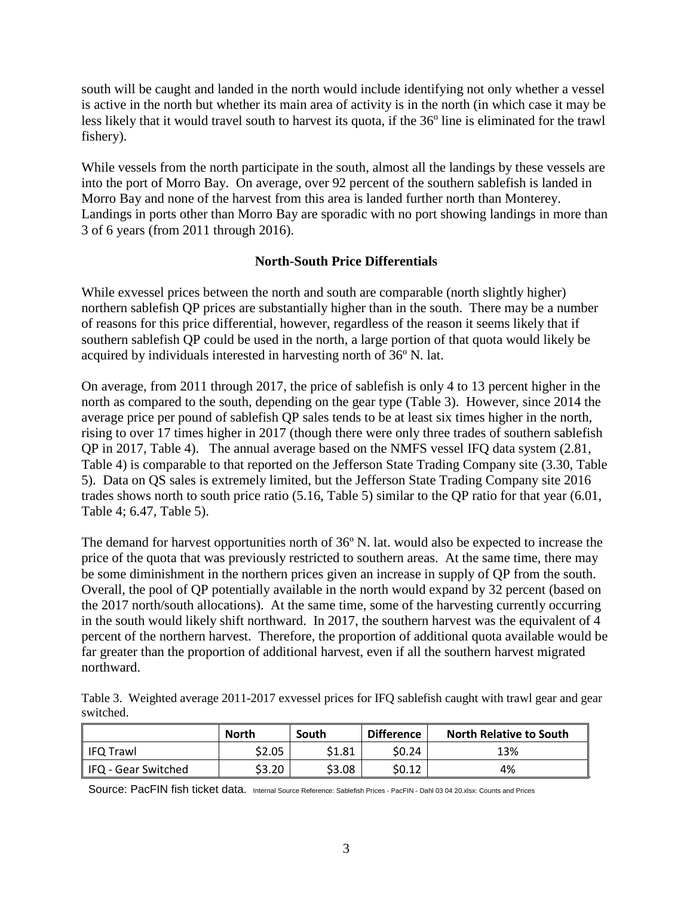south will be caught and landed in the north would include identifying not only whether a vessel is active in the north but whether its main area of activity is in the north (in which case it may be less likely that it would travel south to harvest its quota, if the 36° line is eliminated for the trawl fishery).

While vessels from the north participate in the south, almost all the landings by these vessels are into the port of Morro Bay. On average, over 92 percent of the southern sablefish is landed in Morro Bay and none of the harvest from this area is landed further north than Monterey. Landings in ports other than Morro Bay are sporadic with no port showing landings in more than 3 of 6 years (from 2011 through 2016).

## North-South Price Differentials

While exvessel prices between the north and south are comparable (north slightly higher) northern sablefish QP prices are substantially higher than in the south. There may be a number of reasons for this price differential, however, regardless of the reason it seems likely that if southern sablefish QP could be used in the north, a large portion of that quota would likely be acquired by individuals interested in harvesting north of 36º N. lat.

On average, from 2011 through 2017, the price of sablefish is only 4 to 13 percent higher in the north as compared to the south, depending on the gear type (Table 3). However, since 2014 the average price per pound of sablefish QP sales tends to be at least six times higher in the north, rising to over 17 times higher in 2017 (though there were only three trades of southern sablefish QP in 2017, Table 4). The annual average based on the NMFS vessel IFQ data system (2.81, Table 4) is comparable to that reported on the Jefferson State Trading Company site (3.30, Table 5). Data on QS sales is extremely limited, but the Jefferson State Trading Company site 2016 trades shows north to south price ratio (5.16, Table 5) similar to the QP ratio for that year (6.01, Table 4; 6.47, Table 5).

The demand for harvest opportunities north of 36º N. lat. would also be expected to increase the price of the quota that was previously restricted to southern areas. At the same time, there may be some diminishment in the northern prices given an increase in supply of QP from the south. Overall, the pool of QP potentially available in the north would expand by 32 percent (based on the 2017 north/south allocations). At the same time, some of the harvesting currently occurring in the south would likely shift northward. In 2017, the southern harvest was the equivalent of 4 percent of the northern harvest. Therefore, the proportion of additional quota available would be far greater than the proportion of additional harvest, even if all the southern harvest migrated northward.

Table 3. Weighted average 2011-2017 exvessel prices for IFQ sablefish caught with trawl gear and gear switched.

| | North | South | Difference | North Relative to South |
|---|---|---|---|---|
| IFQ Trawl | $2.05 | $1.81 | $0.24 | 13% |
| IFQ - Gear Switched | $3.20 | $3.08 | $0.12 | 4% |

Source: PacFIN fish ticket data. Internal Source Reference: Sablefish Prices - PacFIN - Dahl 03 04 20.xlsx: Counts and Prices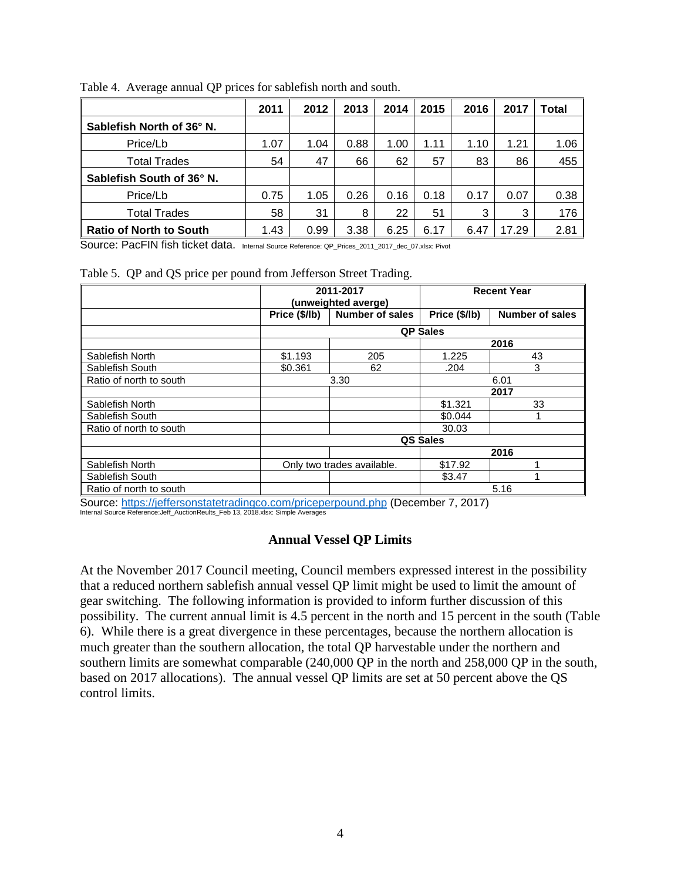Table 4. Average annual QP prices for sablefish north and south.

| | 2011 | 2012 | 2013 | 2014 | 2015 | 2016 | 2017 | Total |
|---|---|---|---|---|---|---|---|---|
| **Sablefish North of 36° N.** | | | | | | | | |
| Price/Lb | 1.07 | 1.04 | 0.88 | 1.00 | 1.11 | 1.10 | 1.21 | 1.06 |
| Total Trades | 54 | 47 | 66 | 62 | 57 | 83 | 86 | 455 |
| **Sablefish South of 36° N.** | | | | | | | | |
| Price/Lb | 0.75 | 1.05 | 0.26 | 0.16 | 0.18 | 0.17 | 0.07 | 0.38 |
| Total Trades | 58 | 31 | 8 | 22 | 51 | 3 | 3 | 176 |
| **Ratio of North to South** | 1.43 | 0.99 | 3.38 | 6.25 | 6.17 | 6.47 | 17.29 | 2.81 |

Source: PacFIN fish ticket data. Internal Source Reference: QP_Prices_2011_2017_dec_07.xlsx: Pivot

Table 5. QP and QS price per pound from Jefferson Street Trading.

| | 2011-2017 (unweighted averge) | | Recent Year | |
|---|---|---|---|---|
| | Price ($/lb) | Number of sales | Price ($/lb) | Number of sales |
| | QP Sales | | | |
| | | | 2016 | |
| Sablefish North | $1.193 | 205 | 1.225 | 43 |
| Sablefish South | $0.361 | 62 | .204 | 3 |
| Ratio of north to south | 3.30 | | 6.01 | |
| | | | 2017 | |
| Sablefish North | | | $1.321 | 33 |
| Sablefish South | | | $0.044 | 1 |
| Ratio of north to south | | | 30.03 | |
| | QS Sales | | | |
| | | | 2016 | |
| Sablefish North | Only two trades available. | | $17.92 | 1 |
| Sablefish South | | | $3.47 | 1 |
| Ratio of north to south | | | 5.16 | |

Source: https://jeffersonstatetradingco.com/priceperpound.php (December 7, 2017)
Internal Source Reference:Jeff_AuctionReults_Feb 13, 2018.xlsx: Simple Averages

## Annual Vessel QP Limits

At the November 2017 Council meeting, Council members expressed interest in the possibility that a reduced northern sablefish annual vessel QP limit might be used to limit the amount of gear switching. The following information is provided to inform further discussion of this possibility. The current annual limit is 4.5 percent in the north and 15 percent in the south (Table 6). While there is a great divergence in these percentages, because the northern allocation is much greater than the southern allocation, the total QP harvestable under the northern and southern limits are somewhat comparable (240,000 QP in the north and 258,000 QP in the south, based on 2017 allocations). The annual vessel QP limits are set at 50 percent above the QS control limits.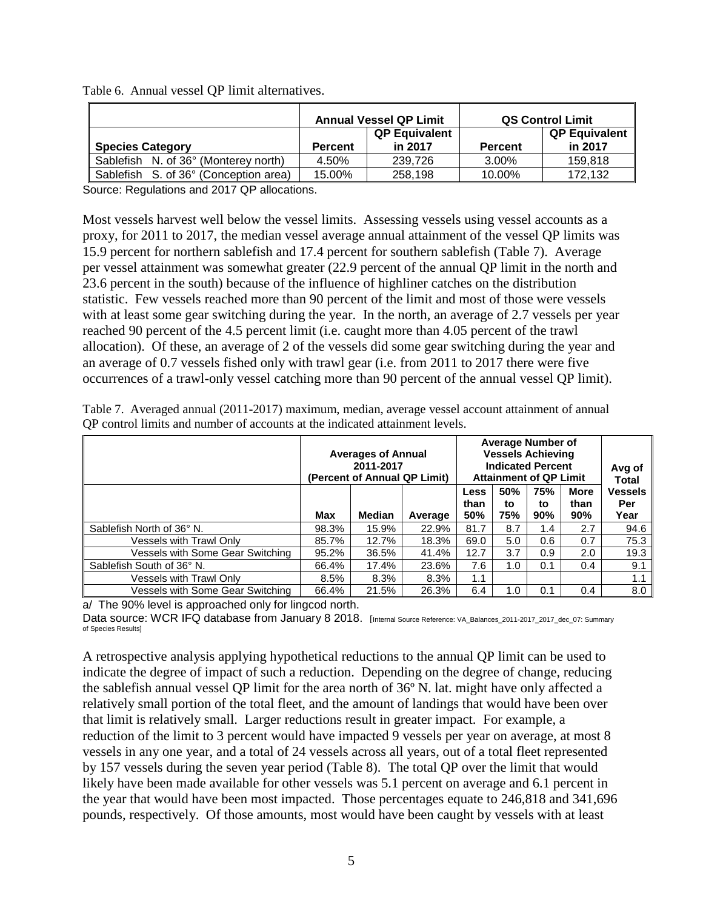Table 6. Annual vessel QP limit alternatives.

| | Annual Vessel QP Limit | | QS Control Limit | |
|---|---|---|---|---|
| Species Category | Percent | QP Equivalent in 2017 | Percent | QP Equivalent in 2017 |
| Sablefish N. of 36° (Monterey north) | 4.50% | 239,726 | 3.00% | 159,818 |
| Sablefish S. of 36° (Conception area) | 15.00% | 258,198 | 10.00% | 172,132 |

Source: Regulations and 2017 QP allocations.

Most vessels harvest well below the vessel limits. Assessing vessels using vessel accounts as a proxy, for 2011 to 2017, the median vessel average annual attainment of the vessel QP limits was 15.9 percent for northern sablefish and 17.4 percent for southern sablefish (Table 7). Average per vessel attainment was somewhat greater (22.9 percent of the annual QP limit in the north and 23.6 percent in the south) because of the influence of highliner catches on the distribution statistic. Few vessels reached more than 90 percent of the limit and most of those were vessels with at least some gear switching during the year. In the north, an average of 2.7 vessels per year reached 90 percent of the 4.5 percent limit (i.e. caught more than 4.05 percent of the trawl allocation). Of these, an average of 2 of the vessels did some gear switching during the year and an average of 0.7 vessels fished only with trawl gear (i.e. from 2011 to 2017 there were five occurrences of a trawl-only vessel catching more than 90 percent of the annual vessel QP limit).

Table 7. Averaged annual (2011-2017) maximum, median, average vessel account attainment of annual QP control limits and number of accounts at the indicated attainment levels.

| | Averages of Annual 2011-2017 (Percent of Annual QP Limit) | | | Average Number of Vessels Achieving Indicated Percent Attainment of QP Limit | | | | Avg of Total |
|---|---|---|---|---|---|---|---|---|
| | Max | Median | Average | Less than 50% | 50% to 75% | 75% to 90% | More than 90% | Vessels Per Year |
| Sablefish North of 36° N. | 98.3% | 15.9% | 22.9% | 81.7 | 8.7 | 1.4 | 2.7 | 94.6 |
| Vessels with Trawl Only | 85.7% | 12.7% | 18.3% | 69.0 | 5.0 | 0.6 | 0.7 | 75.3 |
| Vessels with Some Gear Switching | 95.2% | 36.5% | 41.4% | 12.7 | 3.7 | 0.9 | 2.0 | 19.3 |
| Sablefish South of 36° N. | 66.4% | 17.4% | 23.6% | 7.6 | 1.0 | 0.1 | 0.4 | 9.1 |
| Vessels with Trawl Only | 8.5% | 8.3% | 8.3% | 1.1 | | | | 1.1 |
| Vessels with Some Gear Switching | 66.4% | 21.5% | 26.3% | 6.4 | 1.0 | 0.1 | 0.4 | 8.0 |

a/ The 90% level is approached only for lingcod north.

Data source: WCR IFQ database from January 8 2018. [Internal Source Reference: VA_Balances_2011-2017_2017_dec_07: Summary of Species Results]

A retrospective analysis applying hypothetical reductions to the annual QP limit can be used to indicate the degree of impact of such a reduction. Depending on the degree of change, reducing the sablefish annual vessel QP limit for the area north of 36º N. lat. might have only affected a relatively small portion of the total fleet, and the amount of landings that would have been over that limit is relatively small. Larger reductions result in greater impact. For example, a reduction of the limit to 3 percent would have impacted 9 vessels per year on average, at most 8 vessels in any one year, and a total of 24 vessels across all years, out of a total fleet represented by 157 vessels during the seven year period (Table 8). The total QP over the limit that would likely have been made available for other vessels was 5.1 percent on average and 6.1 percent in the year that would have been most impacted. Those percentages equate to 246,818 and 341,696 pounds, respectively. Of those amounts, most would have been caught by vessels with at least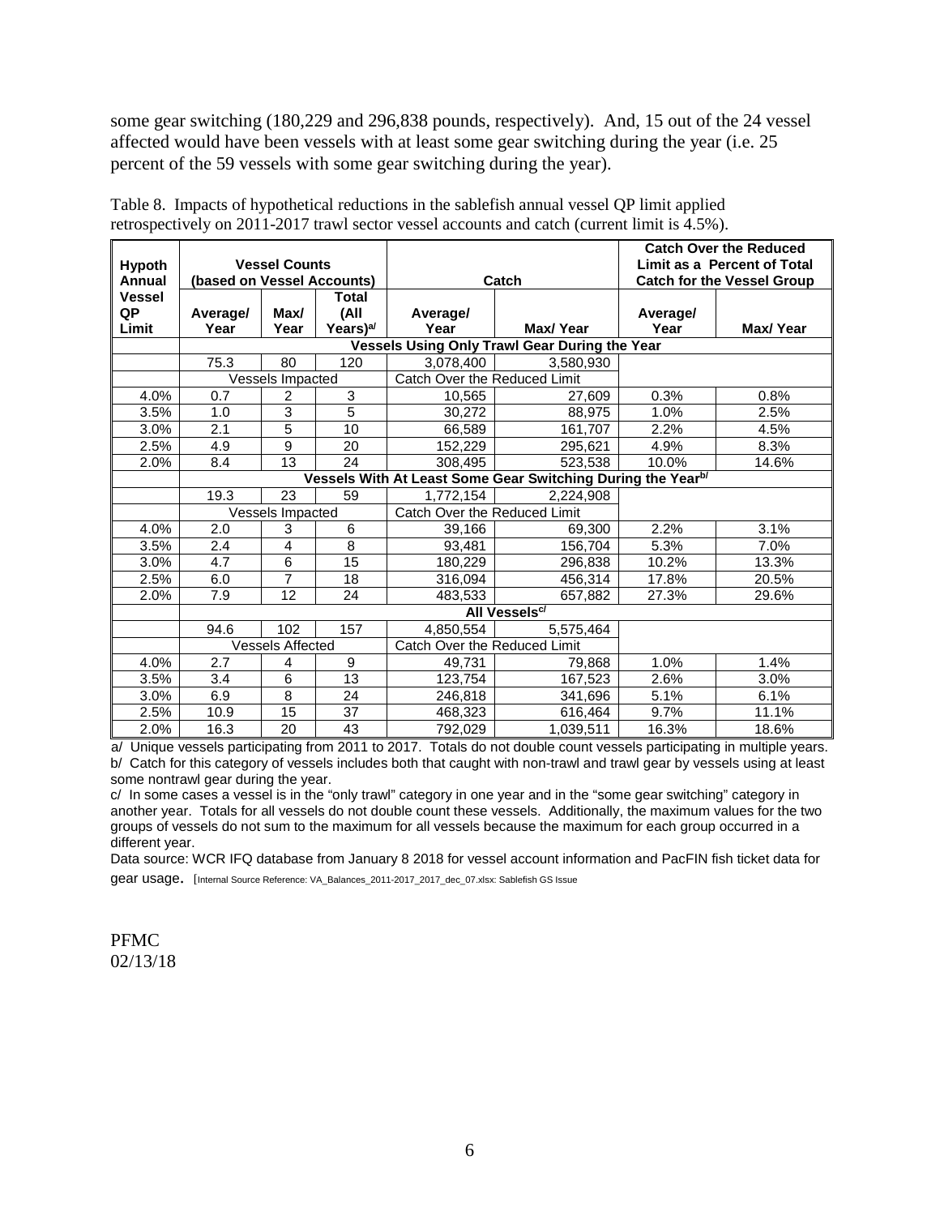some gear switching (180,229 and 296,838 pounds, respectively). And, 15 out of the 24 vessel affected would have been vessels with at least some gear switching during the year (i.e. 25 percent of the 59 vessels with some gear switching during the year).

Table 8. Impacts of hypothetical reductions in the sablefish annual vessel QP limit applied retrospectively on 2011-2017 trawl sector vessel accounts and catch (current limit is 4.5%).

| Hypoth Annual Vessel QP Limit | Vessel Counts (based on Vessel Accounts) | | | Catch | | Catch Over the Reduced Limit as a Percent of Total Catch for the Vessel Group | |
|---|---|---|---|---|---|---|---|
| | Average/ Year | Max/ Year | Total (All Years)[a/] | Average/ Year | Max/ Year | Average/ Year | Max/ Year |
| | **Vessels Using Only Trawl Gear During the Year** | | | | | | |
| | 75.3 | 80 | 120 | 3,078,400 | 3,580,930 | | |
| | Vessels Impacted | | | Catch Over the Reduced Limit | | | |
| 4.0% | 0.7 | 2 | 3 | 10,565 | 27,609 | 0.3% | 0.8% |
| 3.5% | 1.0 | 3 | 5 | 30,272 | 88,975 | 1.0% | 2.5% |
| 3.0% | 2.1 | 5 | 10 | 66,589 | 161,707 | 2.2% | 4.5% |
| 2.5% | 4.9 | 9 | 20 | 152,229 | 295,621 | 4.9% | 8.3% |
| 2.0% | 8.4 | 13 | 24 | 308,495 | 523,538 | 10.0% | 14.6% |
| | **Vessels With At Least Some Gear Switching During the Year[b/]** | | | | | | |
| | 19.3 | 23 | 59 | 1,772,154 | 2,224,908 | | |
| | Vessels Impacted | | | Catch Over the Reduced Limit | | | |
| 4.0% | 2.0 | 3 | 6 | 39,166 | 69,300 | 2.2% | 3.1% |
| 3.5% | 2.4 | 4 | 8 | 93,481 | 156,704 | 5.3% | 7.0% |
| 3.0% | 4.7 | 6 | 15 | 180,229 | 296,838 | 10.2% | 13.3% |
| 2.5% | 6.0 | 7 | 18 | 316,094 | 456,314 | 17.8% | 20.5% |
| 2.0% | 7.9 | 12 | 24 | 483,533 | 657,882 | 27.3% | 29.6% |
| | **All Vessels[c/]** | | | | | | |
| | 94.6 | 102 | 157 | 4,850,554 | 5,575,464 | | |
| | Vessels Affected | | | Catch Over the Reduced Limit | | | |
| 4.0% | 2.7 | 4 | 9 | 49,731 | 79,868 | 1.0% | 1.4% |
| 3.5% | 3.4 | 6 | 13 | 123,754 | 167,523 | 2.6% | 3.0% |
| 3.0% | 6.9 | 8 | 24 | 246,818 | 341,696 | 5.1% | 6.1% |
| 2.5% | 10.9 | 15 | 37 | 468,323 | 616,464 | 9.7% | 11.1% |
| 2.0% | 16.3 | 20 | 43 | 792,029 | 1,039,511 | 16.3% | 18.6% |

a/ Unique vessels participating from 2011 to 2017. Totals do not double count vessels participating in multiple years.
b/ Catch for this category of vessels includes both that caught with non-trawl and trawl gear by vessels using at least some nontrawl gear during the year.
c/ In some cases a vessel is in the "only trawl" category in one year and in the "some gear switching" category in another year. Totals for all vessels do not double count these vessels. Additionally, the maximum values for the two groups of vessels do not sum to the maximum for all vessels because the maximum for each group occurred in a different year.
Data source: WCR IFQ database from January 8 2018 for vessel account information and PacFIN fish ticket data for gear usage. [Internal Source Reference: VA_Balances_2011-2017_2017_dec_07.xlsx: Sablefish GS Issue

PFMC
02/13/18